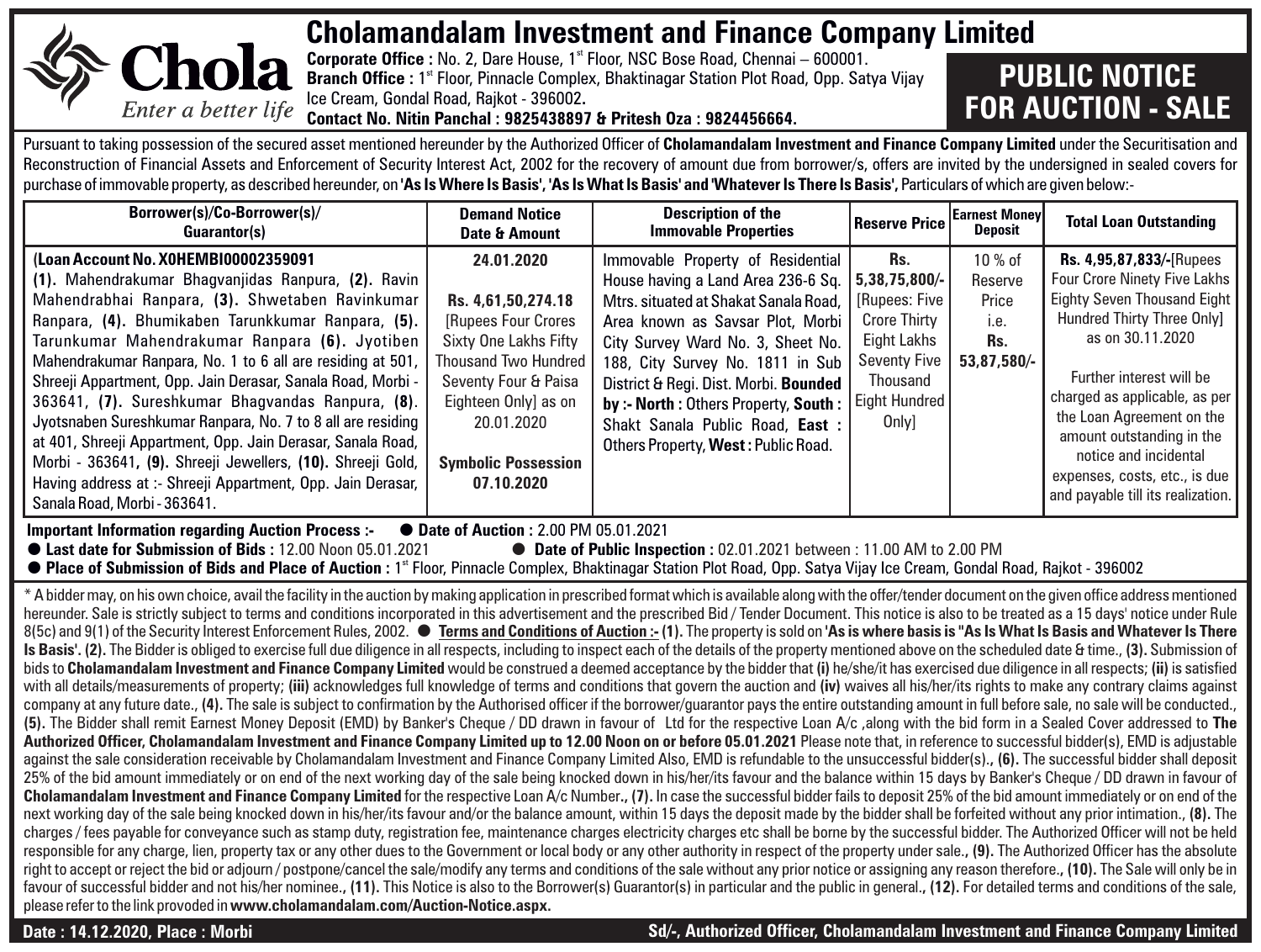# Cholamandalam Investment and Finance Company Limited

Chola *Enter a better life*

**Corporate Office :** No. 2, Dare House, 1st Floor, NSC Bose Road, Chennai – 600001.
**Branch Office :** 1st Floor, Pinnacle Complex, Bhaktinagar Station Plot Road, Opp. Satya Vijay Ice Cream, Gondal Road, Rajkot - 396002.
**Contact No. Nitin Panchal : 9825438897 & Pritesh Oza : 9824456664.**

## PUBLIC NOTICE FOR AUCTION - SALE

Pursuant to taking possession of the secured asset mentioned hereunder by the Authorized Officer of **Cholamandalam Investment and Finance Company Limited** under the Securitisation and Reconstruction of Financial Assets and Enforcement of Security Interest Act, 2002 for the recovery of amount due from borrower/s, offers are invited by the undersigned in sealed covers for purchase of immovable property, as described hereunder, on **'As Is Where Is Basis', 'As Is What Is Basis' and 'Whatever Is There Is Basis',** Particulars of which are given below:-

| Borrower(s)/Co-Borrower(s)/ Guarantor(s) | Demand Notice Date & Amount | Description of the Immovable Properties | Reserve Price | Earnest Money Deposit | Total Loan Outstanding |
|---|---|---|---|---|---|
| **(Loan Account No. X0HEMBI00002359091** **(1).** Mahendrakumar Bhagvanjidas Ranpura, **(2).** Ravin Mahendrabhai Ranpara, **(3).** Shwetaben Ravinkumar Ranpara, **(4).** Bhumikaben Tarunkkumar Ranpara, **(5).** Tarunkumar Mahendrakumar Ranpara **(6).** Jyotiben Mahendrakumar Ranpara, No. 1 to 6 all are residing at 501, Shreeji Appartment, Opp. Jain Derasar, Sanala Road, Morbi - 363641, **(7).** Sureshkumar Bhagvandas Ranpura, **(8).** Jyotsnaben Sureshkumar Ranpara, No. 7 to 8 all are residing at 401, Shreeji Appartment, Opp. Jain Derasar, Sanala Road, Morbi - 363641, **(9).** Shreeji Jewellers, **(10).** Shreeji Gold, Having address at :- Shreeji Appartment, Opp. Jain Derasar, Sanala Road, Morbi - 363641. | **24.01.2020** **Rs. 4,61,50,274.18** [Rupees Four Crores Sixty One Lakhs Fifty Thousand Two Hundred Seventy Four & Paisa Eighteen Only] as on 20.01.2020 **Symbolic Possession 07.10.2020** | Immovable Property of Residential House having a Land Area 236-6 Sq. Mtrs. situated at Shakat Sanala Road, Area known as Savsar Plot, Morbi City Survey Ward No. 3, Sheet No. 188, City Survey No. 1811 in Sub District & Regi. Dist. Morbi. **Bounded by :- North :** Others Property, **South :** Shakt Sanala Public Road, **East :** Others Property, **West :** Public Road. | **Rs. 5,38,75,800/-** [Rupees: Five Crore Thirty Eight Lakhs Seventy Five Thousand Eight Hundred Only] | 10 % of Reserve Price i.e. **Rs. 53,87,580/-** | **Rs. 4,95,87,833/-**[Rupees Four Crore Ninety Five Lakhs Eighty Seven Thousand Eight Hundred Thirty Three Only] as on 30.11.2020 Further interest will be charged as applicable, as per the Loan Agreement on the amount outstanding in the notice and incidental expenses, costs, etc., is due and payable till its realization. |

**Important Information regarding Auction Process :-**
- **Date of Auction :** 2.00 PM 05.01.2021
- **Last date for Submission of Bids :** 12.00 Noon 05.01.2021
- **Date of Public Inspection :** 02.01.2021 between : 11.00 AM to 2.00 PM
- **Place of Submission of Bids and Place of Auction :** 1st Floor, Pinnacle Complex, Bhaktinagar Station Plot Road, Opp. Satya Vijay Ice Cream, Gondal Road, Rajkot - 396002

* A bidder may, on his own choice, avail the facility in the auction by making application in prescribed format which is available along with the offer/tender document on the given office address mentioned hereunder. Sale is strictly subject to terms and conditions incorporated in this advertisement and the prescribed Bid / Tender Document. This notice is also to be treated as a 15 days' notice under Rule 8(5c) and 9(1) of the Security Interest Enforcement Rules, 2002. ● **Terms and Conditions of Auction :- (1).** The property is sold on **'As is where basis is "As Is What Is Basis and Whatever Is There Is Basis'. (2).** The Bidder is obliged to exercise full due diligence in all respects, including to inspect each of the details of the property mentioned above on the scheduled date & time., **(3).** Submission of bids to **Cholamandalam Investment and Finance Company Limited** would be construed a deemed acceptance by the bidder that **(i)** he/she/it has exercised due diligence in all respects; **(ii)** is satisfied with all details/measurements of property; **(iii)** acknowledges full knowledge of terms and conditions that govern the auction and **(iv)** waives all his/her/its rights to make any contrary claims against company at any future date., **(4).** The sale is subject to confirmation by the Authorised officer if the borrower/guarantor pays the entire outstanding amount in full before sale, no sale will be conducted., **(5).** The Bidder shall remit Earnest Money Deposit (EMD) by Banker's Cheque / DD drawn in favour of Ltd for the respective Loan A/c ,along with the bid form in a Sealed Cover addressed to **The Authorized Officer, Cholamandalam Investment and Finance Company Limited up to 12.00 Noon on or before 05.01.2021** Please note that, in reference to successful bidder(s), EMD is adjustable against the sale consideration receivable by Cholamandalam Investment and Finance Company Limited Also, EMD is refundable to the unsuccessful bidder(s)., **(6).** The successful bidder shall deposit 25% of the bid amount immediately or on end of the next working day of the sale being knocked down in his/her/its favour and the balance within 15 days by Banker's Cheque / DD drawn in favour of **Cholamandalam Investment and Finance Company Limited** for the respective Loan A/c Number., **(7).** In case the successful bidder fails to deposit 25% of the bid amount immediately or on end of the next working day of the sale being knocked down in his/her/its favour and/or the balance amount, within 15 days the deposit made by the bidder shall be forfeited without any prior intimation., **(8).** The charges / fees payable for conveyance such as stamp duty, registration fee, maintenance charges electricity charges etc shall be borne by the successful bidder. The Authorized Officer will not be held responsible for any charge, lien, property tax or any other dues to the Government or local body or any other authority in respect of the property under sale., **(9).** The Authorized Officer has the absolute right to accept or reject the bid or adjourn / postpone/cancel the sale/modify any terms and conditions of the sale without any prior notice or assigning any reason therefore., **(10).** The Sale will only be in favour of successful bidder and not his/her nominee., **(11).** This Notice is also to the Borrower(s) Guarantor(s) in particular and the public in general., **(12).** For detailed terms and conditions of the sale, please refer to the link provoded in **www.cholamandalam.com/Auction-Notice.aspx.**

**Date : 14.12.2020, Place : Morbi**

**Sd/-, Authorized Officer, Cholamandalam Investment and Finance Company Limited**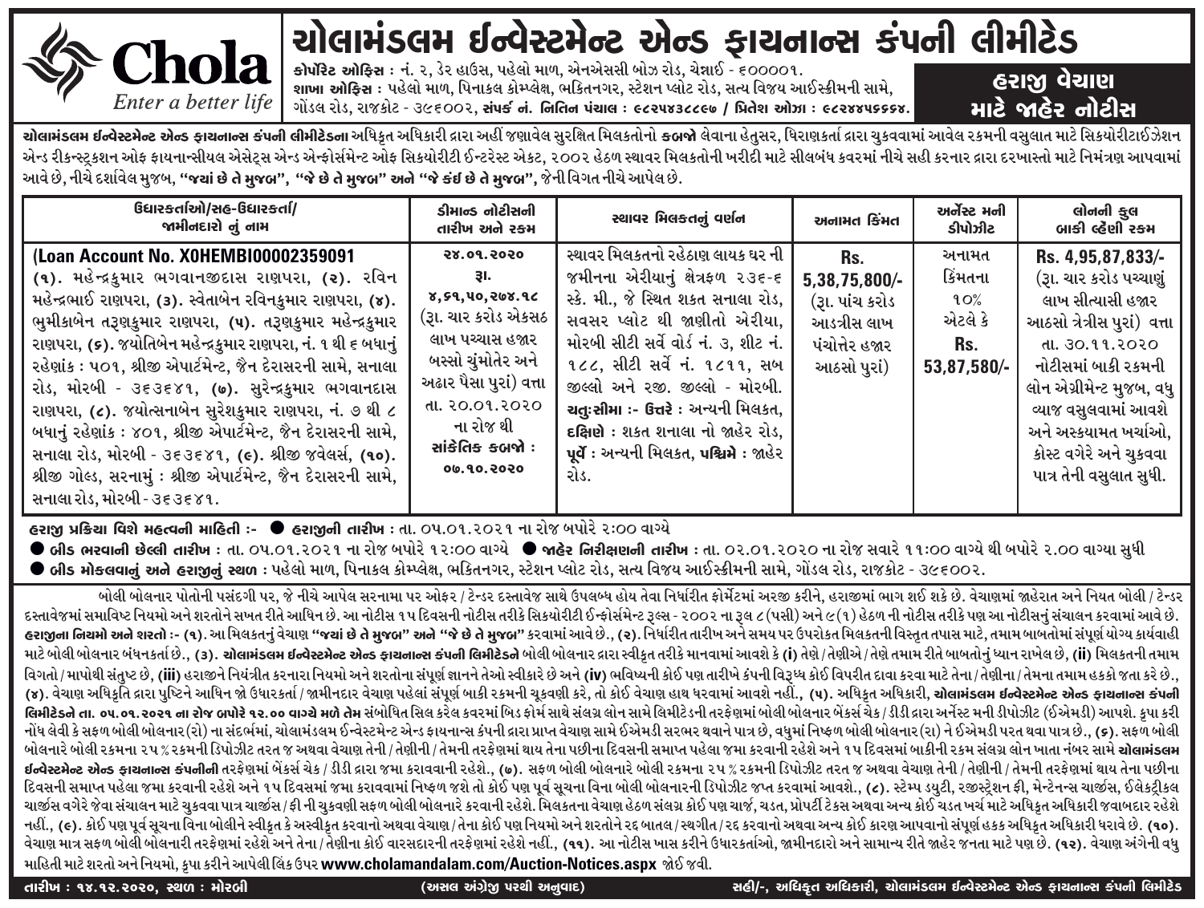# ચોલામંડલમ ઈન્વેસ્ટમેન્ટ એન્ડ ફાયનાન્સ કંપની લીમીટેડ

**Chola**
*Enter a better life*

**કોર્પોરેટ ઓફિસ :** નં. ૨, ડેર હાઉસ, પહેલો માળ, એનએસસી બોઝ રોડ, ચેન્નાઈ - ૬૦૦૦૦૧.
**શાખા ઓફિસ :** પહેલો માળ, પિનાકલ કોમ્પ્લેક્ષ, ભકિતનગર, સ્ટેશન પ્લોટ રોડ, સત્ય વિજય આઈસ્ક્રીમની સામે, ગોંડલ રોડ, રાજકોટ - ૩૯૬૦૦૨, **સંપર્ક નં. નિતિન પંચાલ : ૯૮૨૫૪૩૮૮૯૭ / પ્રિતેશ ઓઝા : ૯૮૨૪૪૫૬૬૬૪.**

## હરાજી વેચાણ માટે જાહેર નોટીસ

**ચોલામંડલમ ઈન્વેસ્ટમેન્ટ એન્ડ ફાયનાન્સ કંપની લીમીટેડના** અધિકૃત અધિકારી દ્વારા અહીં જણાવેલ સુરક્ષિત મિલકતોનો **કબજો** લેવાના હેતુસર, ધિરાણકર્તા દ્વારા ચુકવવામાં આવેલ રકમની વસુલાત માટે સિક્યોરીટાઈઝેશન એન્ડ રીકન્સ્ટ્રકશન ઓફ ફાયનાન્સીયલ એસેટ્સ એન્ડ એન્ફોર્સમેન્ટ ઓફ સિક્યોરીટી ઈન્ટરેસ્ટ એકટ, ૨૦૦૨ હેઠળ સ્થાવર મિલકતોની ખરીદી માટે સીલબંધ કવરમાં નીચે સહી કરનાર દ્વારા દરખાસ્તો માટે નિમંત્રણ આપવામાં આવે છે, નીચે દર્શાવેલ મુજબ, **"જ્યાં છે તે મુજબ"**, **"જે છે તે મુજબ"** અને **"જે કંઈ છે તે મુજબ"**, જેની વિગત નીચે આપેલ છે.

| ઉધારકર્તાઓ/સહ-ઉધારકર્તા/ જામીનદારો નું નામ | ડીમાન્ડ નોટીસની તારીખ અને રકમ | સ્થાવર મિલકતનું વર્ણન | અનામત કિંમત | અર્નેસ્ટ મની ડીપોઝીટ | લોનની કુલ બાકી લ્હેણી રકમ |
|---|---|---|---|---|---|
| **(Loan Account No. X0HEMBI00002359091** **(૧). મહેન્દ્રકુમાર ભગવાનજીદાસ રાણપરા, (૨). રવિન મહેન્દ્રભાઈ રાણપરા, (૩). સ્વેતાબેન રવિનકુમાર રાણપરા, (૪). ભુમીકાબેન તરૂણકુમાર રાણપરા, (૫). તરૂણકુમાર મહેન્દ્રકુમાર રાણપરા, (૬). જયોતિબેન મહેન્દ્રકુમાર રાણપરા, નં. ૧ થી ૬ બધાનું રહેણાંક : ૫૦૧, શ્રીજી એપાર્ટમેન્ટ, જૈન દેરાસરની સામે, સનાલા રોડ, મોરબી - ૩૬૩૬૪૧, (૭). સુરેન્દ્રકુમાર ભગવાનદાસ રાણપરા, (૮). જયોત્સનાબેન સુરેશકુમાર રાણપરા, નં. ૭ થી ૮ બધાનું રહેણાંક : ૪૦૧, શ્રીજી એપાર્ટમેન્ટ, જૈન દેરાસરની સામે, સનાલા રોડ, મોરબી - ૩૬૩૬૪૧, (૯). શ્રીજી જવેલર્સ, (૧૦). શ્રીજી ગોલ્ડ, સરનામું : શ્રીજી એપાર્ટમેન્ટ, જૈન દેરાસરની સામે, સનાલા રોડ, મોરબી - ૩૬૩૬૪૧.** | **૨૪.૦૧.૨૦૨૦ રૂા. ૪,૬૧,૫૦,૨૭૪.૧૮** (રૂા. ચાર કરોડ એકસઠ લાખ પચ્ચાસ હજાર બસ્સો ચુંમોતેર અને અઢાર પૈસા પુરાં) વત્તા તા. ૨૦.૦૧.૨૦૨૦ ના રોજ થી **સાંકેતિક કબજો : ૦૭.૧૦.૨૦૨૦** | સ્થાવર મિલકતનો રહેઠાણ લાયક ઘર ની જમીનના એરીયાનું ક્ષેત્રફળ ૨૩૬-૬ સ્કે. મી., જે સ્થિત શકત સનાલા રોડ, સવસર પ્લોટ થી જાણીતો એરીયા, મોરબી સીટી સર્વે વોર્ડ નં. ૩, શીટ નં. ૧૮૮, સીટી સર્વે નં. ૧૮૧૧, સબ જીલ્લો અને રજી. જીલ્લો - મોરબી. **ચતુઃસીમા :- ઉત્તરે :** અન્યની મિલકત, **દક્ષિણે :** શકત શનાલા નો જાહેર રોડ, **પૂર્વે :** અન્યની મિલકત, **પશ્ચિમે :** જાહેર રોડ. | **Rs. 5,38,75,800/-** (રૂા. પાંચ કરોડ આડત્રીસ લાખ પંચોત્તેર હજાર આઠસો પુરાં) | અનામત કિંમતના ૧૦% એટલે કે **Rs. 53,87,580/-** | **Rs. 4,95,87,833/-** (રૂા. ચાર કરોડ પચ્ચાણું લાખ સીત્યાસી હજાર આઠસો ત્રેત્રીસ પુરાં) વત્તા તા. ૩૦.૧૧.૨૦૨૦ નોટીસમાં બાકી રકમની લોન એગ્રીમેન્ટ મુજબ, વધુ વ્યાજ વસુલવામાં આવશે અને અસ્કયામત ખર્ચાઓ, કોસ્ટ વગેરે અને ચુકવવા પાત્ર તેની વસુલાત સુધી. |

**હરાજી પ્રક્રિયા વિશે મહત્વની માહિતી :-** ● **હરાજીની તારીખ :** તા. ૦૫.૦૧.૨૦૨૧ ના રોજ બપોરે ૨:૦૦ વાગ્યે
● **બીડ ભરવાની છેલ્લી તારીખ :** તા. ૦૫.૦૧.૨૦૨૧ ના રોજ બપોરે ૧૨:૦૦ વાગ્યે ● **જાહેર નિરીક્ષણની તારીખ :** તા. ૦૨.૦૧.૨૦૨૦ ના રોજ સવારે ૧૧:૦૦ વાગ્યે થી બપોરે ૨.૦૦ વાગ્યા સુધી
● **બીડ મોકલવાનું અને હરાજીનું સ્થળ :** પહેલો માળ, પિનાકલ કોમ્પ્લેક્ષ, ભકિતનગર, સ્ટેશન પ્લોટ રોડ, સત્ય વિજય આઈસ્ક્રીમની સામે, ગોંડલ રોડ, રાજકોટ - ૩૯૬૦૦૨.

બોલી બોલનાર પોતાની પસંદગી પર, જે નીચે આપેલ સરનામા પર ઓફર / ટેન્ડર દસ્તાવેજ સાથે ઉપલબ્ધ હોય તેવા નિર્ધારીત ફોર્મેટમાં અરજી કરીને, હરાજીમાં ભાગ લઈ શકે છે. વેચાણમાં જાહેરાત અને નિયત બોલી / ટેન્ડર દસ્તાવેજમાં સમાવિષ્ટ નિયમો અને શરતોને સખત રીતે આધિન છે. આ નોટીસ ૧૫ દિવસની નોટીસ તરીકે સિક્યોરીટી ઈન્ફોર્સમેન્ટ રૂલ્સ - ૨૦૦૨ ના રૂલ ૮(૫સી) અને ૯(૧) હેઠળ ની નોટીસ તરીકે પણ આ નોટીસનું સંચાલન કરવામાં આવે છે. **હરાજીના નિયમો અને શરતો :-** (૧). આ મિલકતનું વેચાણ **"જ્યાં છે તે મુજબ"** અને **"જે છે તે મુજબ"** કરવામાં આવે છે., (૨). નિર્ધારીત તારીખ અને સમય પર ઉપરોકત મિલકતની વિસ્તૃત તપાસ માટે, તમામ બાબતોમાં સંપૂર્ણ યોગ્ય કાર્યવાહી માટે બોલી બોલનાર બંધનકર્તા છે., (૩). **ચોલામંડલમ ઈન્વેસ્ટમેન્ટ એન્ડ ફાયનાન્સ કંપની લીમીટેડને** બોલી બોલનાર દ્વારા સ્વીકૃત તરીકે માનવામાં આવશે કે **(i)** તેણે / તેણીએ / તેણે તમામ રીતે બાબતોનું ધ્યાન રાખેલ છે, **(ii)** મિલકતની તમામ વિગતો / માપોથી સંતુષ્ટ છે, **(iii)** હરાજીને નિયંત્રીત કરનારા નિયમો અને શરતોના સંપૂર્ણ જ્ઞાનને તેઓ સ્વીકારે છે અને **(iv)** ભવિષ્યની કોઈ પણ તારીખે કંપની વિરુધ્ધ કોઈ વિપરીત દાવા કરવા માટે તેના / તેણીના / તેમના તમામ હકકો જતા કરે છે., (૪). વેચાણ અધિકૃતિ દ્વારા પુષ્ટિને આધિન જો ઉધારકર્તા / જામીનદાર વેચાણ પહેલાં સંપૂર્ણ બાકી રકમની ચૂકવણી કરે, તો કોઈ વેચાણ હાથ ધરવામાં આવશે નહીં., (૫). અધિકૃત અધિકારી, **ચોલામંડલમ ઈન્વેસ્ટમેન્ટ એન્ડ ફાયનાન્સ કંપની લીમીટેડને તા. ૦૫.૦૧.૨૦૨૧ ના રોજ બપોરે ૧૨.૦૦ વાગ્યે મળે તેમ** સંબોધિત સિલ કરેલ કવરમાં બિડ ફોર્મ સાથે સંલગ્ન લોન સામે લિમિટેડની તરફેણમાં બોલી બોલનાર બેંકર્સ ચેક / ડીડી દ્વારા અર્નેસ્ટ મની ડીપોઝીટ (ઈએમડી) આપશે. કૃપા કરી નોંધ લેવી કે સફળ બોલી બોલનાર(રો) ના સંદર્ભમાં, ચોલામંડલમ ઈન્વેસ્ટમેન્ટ એન્ડ ફાયનાન્સ કંપની દ્વારા પ્રાપ્ત વેચાણ સામે ઈએમડી સરભર થવાને પાત્ર છે, વધુમાં નિષ્ફળ બોલી બોલનાર(રા) ને ઈએમડી પરત થવા પાત્ર છે., (૬). સફળ બોલી બોલનારે બોલી રકમના ૨૫% રકમની ડિપોઝીટ તરત જ અથવા વેચાણ તેની / તેણીની / તેમની તરફેણમાં થાય તેના પછીના દિવસની સમાપ્ત પહેલા જમા કરવાની રહેશે અને ૧૫ દિવસમાં બાકીની રકમ સંલગ્ન લોન ખાતા નંબર સામે **ચોલામંડલમ ઈન્વેસ્ટમેન્ટ એન્ડ ફાયનાન્સ કંપનીની** તરફેણમાં બેંકર્સ ચેક / ડીડી દ્વારા જમા કરાવવાની રહેશે., (૭). સફળ બોલી બોલનારે બોલી રકમના ૨૫% રકમની ડિપોઝીટ તરત જ અથવા વેચાણ તેની / તેણીની / તેમની તરફેણમાં થાય તેના પછીના દિવસની સમાપ્ત પહેલા જમા કરવાની રહેશે અને ૧૫ દિવસમાં જમા કરાવવામાં નિષ્ફળ જશે તો કોઈ પણ પૂર્વ સૂચના વિના બોલી બોલનારની ડિપોઝીટ જપ્ત કરવામાં આવશે., (૮). સ્ટેમ્પ ડયુટી, રજીસ્ટ્રેશન ફી, મેન્ટેનન્સ ચાર્જીસ, ઈલેકટ્રીકલ ચાર્જીસ વગેરે જેવા સંચાલન માટે ચુકવવા પાત્ર ચાર્જીસ / ફી ની ચુકવણી સફળ બોલી બોલનારે કરવાની રહેશે. મિલકતના વેચાણ હેઠળ સંલગ્ન કોઈ પણ ચાર્જ, ચડત, પ્રોપર્ટી ટેકસ અથવા અન્ય કોઈ ચડત ખર્ચ માટે અધિકૃત અધિકારી જવાબદાર રહેશે નહીં., (૯). કોઈ પણ પૂર્વ સૂચના વિના બોલીને સ્વીકૃત કે અસ્વીકૃત કરવાનો અથવા વેચાણ / તેના કોઈ પણ નિયમો અને શરતોને રદ બાતલ / સ્થગીત / રદ કરવાનો અથવા અન્ય કોઈ કારણ આપવાનો સંપૂર્ણ હકક અધિકૃત અધિકારી ધરાવે છે. (૧૦). વેચાણ માત્ર સફળ બોલી બોલનારી તરફેણમાં રહેશે અને તેના / તેણીના કોઈ વારસદારની તરફેણમાં રહેશે નહીં., (૧૧). આ નોટીસ ખાસ કરીને ઉધારકર્તાઓ, જામીનદારો અને સામાન્ય રીતે જાહેર જનતા માટે પણ છે. (૧૨). વેચાણ અંગેની વધુ માહિતી માટે શરતો અને નિયમો, કૃપા કરીને આપેલી લિંક ઉપર **www.cholamandalam.com/Auction-Notices.aspx** જોઈ જવી.

**તારીખ : ૧૪.૧૨.૨૦૨૦, સ્થળ : મોરબી** | **(અસલ અંગ્રેજી પરથી અનુવાદ)** | **સહી/-, અધિકૃત અધિકારી, ચોલામંડલમ ઈન્વેસ્ટમેન્ટ એન્ડ ફાયનાન્સ કંપની લીમીટેડ**